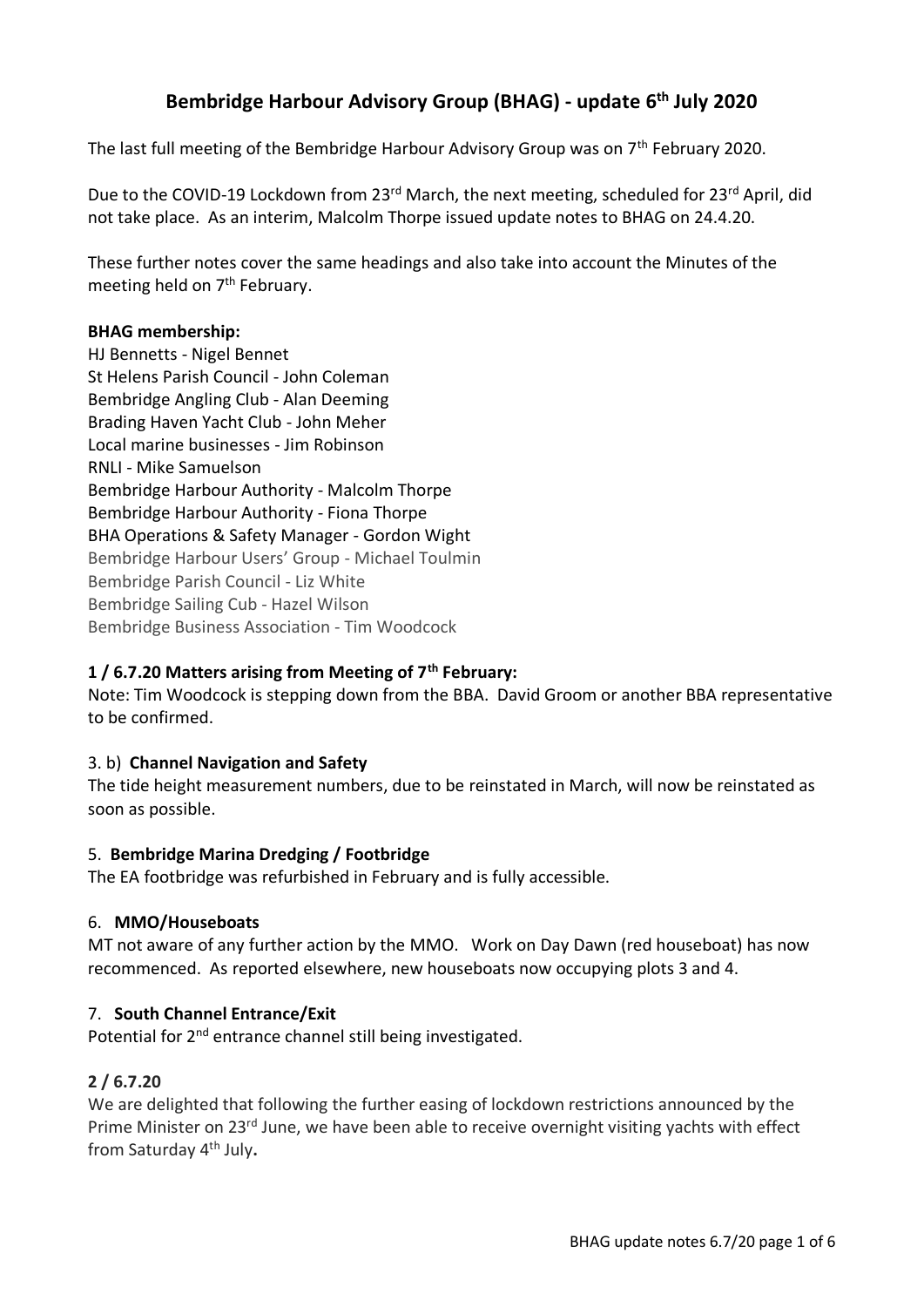# Bembridge Harbour Advisory Group (BHAG) - update 6th July 2020

The last full meeting of the Bembridge Harbour Advisory Group was on 7th February 2020.

Due to the COVID-19 Lockdown from 23rd March, the next meeting, scheduled for 23rd April, did not take place. As an interim, Malcolm Thorpe issued update notes to BHAG on 24.4.20.

These further notes cover the same headings and also take into account the Minutes of the meeting held on 7th February.

**BHAG membership:**

HJ Bennetts - Nigel Bennet
St Helens Parish Council - John Coleman
Bembridge Angling Club - Alan Deeming
Brading Haven Yacht Club - John Meher
Local marine businesses - Jim Robinson
RNLI - Mike Samuelson
Bembridge Harbour Authority - Malcolm Thorpe
Bembridge Harbour Authority - Fiona Thorpe
BHA Operations & Safety Manager - Gordon Wight
Bembridge Harbour Users' Group - Michael Toulmin
Bembridge Parish Council - Liz White
Bembridge Sailing Cub - Hazel Wilson
Bembridge Business Association - Tim Woodcock

### 1 / 6.7.20 Matters arising from Meeting of 7th February:

Note: Tim Woodcock is stepping down from the BBA. David Groom or another BBA representative to be confirmed.

3. b) **Channel Navigation and Safety**

The tide height measurement numbers, due to be reinstated in March, will now be reinstated as soon as possible.

5. **Bembridge Marina Dredging / Footbridge**

The EA footbridge was refurbished in February and is fully accessible.

6. **MMO/Houseboats**

MT not aware of any further action by the MMO. Work on Day Dawn (red houseboat) has now recommenced. As reported elsewhere, new houseboats now occupying plots 3 and 4.

7. **South Channel Entrance/Exit**

Potential for 2nd entrance channel still being investigated.

### 2 / 6.7.20

We are delighted that following the further easing of lockdown restrictions announced by the Prime Minister on 23rd June, we have been able to receive overnight visiting yachts with effect from Saturday 4th July**.**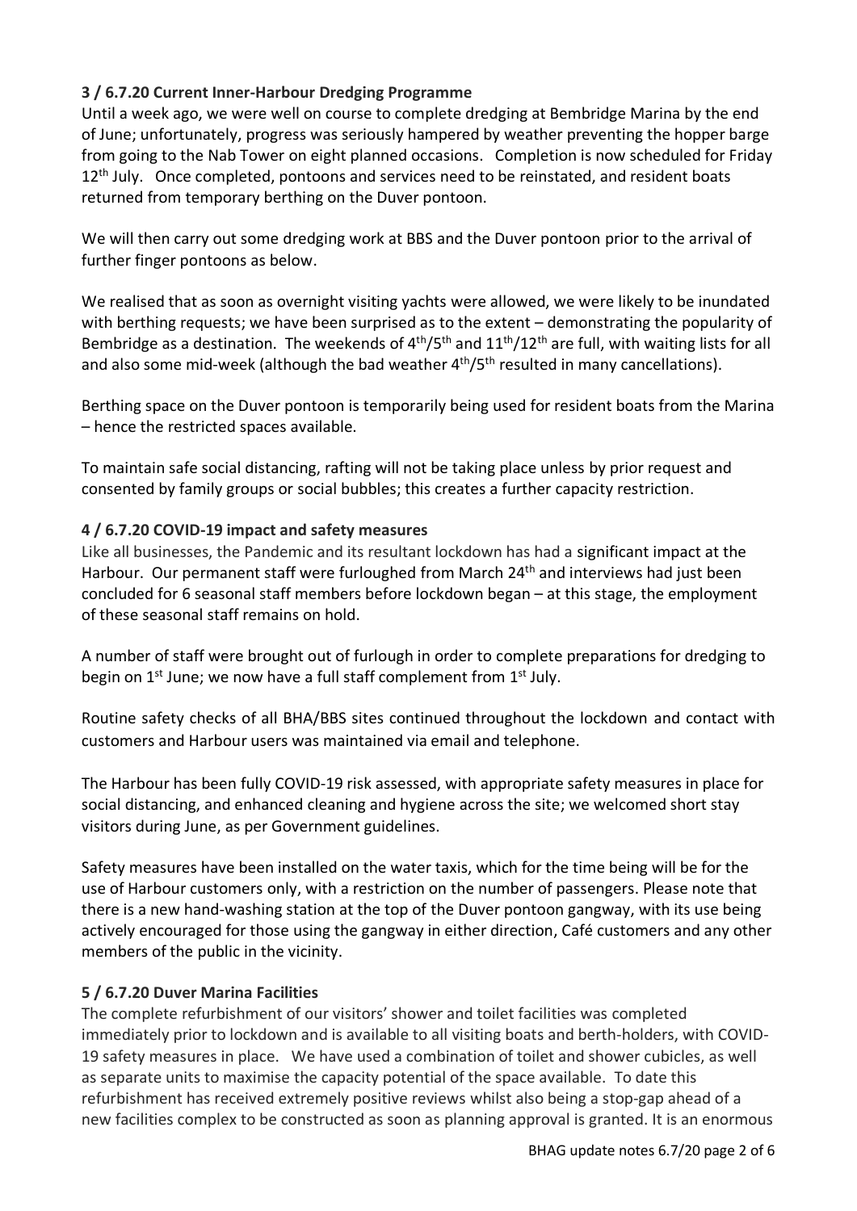## 3 / 6.7.20 Current Inner-Harbour Dredging Programme

Until a week ago, we were well on course to complete dredging at Bembridge Marina by the end of June; unfortunately, progress was seriously hampered by weather preventing the hopper barge from going to the Nab Tower on eight planned occasions. Completion is now scheduled for Friday 12th July. Once completed, pontoons and services need to be reinstated, and resident boats returned from temporary berthing on the Duver pontoon.

We will then carry out some dredging work at BBS and the Duver pontoon prior to the arrival of further finger pontoons as below.

We realised that as soon as overnight visiting yachts were allowed, we were likely to be inundated with berthing requests; we have been surprised as to the extent – demonstrating the popularity of Bembridge as a destination. The weekends of 4th/5th and 11th/12th are full, with waiting lists for all and also some mid-week (although the bad weather 4th/5th resulted in many cancellations).

Berthing space on the Duver pontoon is temporarily being used for resident boats from the Marina – hence the restricted spaces available.

To maintain safe social distancing, rafting will not be taking place unless by prior request and consented by family groups or social bubbles; this creates a further capacity restriction.

## 4 / 6.7.20 COVID-19 impact and safety measures

Like all businesses, the Pandemic and its resultant lockdown has had a significant impact at the Harbour. Our permanent staff were furloughed from March 24th and interviews had just been concluded for 6 seasonal staff members before lockdown began – at this stage, the employment of these seasonal staff remains on hold.

A number of staff were brought out of furlough in order to complete preparations for dredging to begin on 1st June; we now have a full staff complement from 1st July.

Routine safety checks of all BHA/BBS sites continued throughout the lockdown and contact with customers and Harbour users was maintained via email and telephone.

The Harbour has been fully COVID-19 risk assessed, with appropriate safety measures in place for social distancing, and enhanced cleaning and hygiene across the site; we welcomed short stay visitors during June, as per Government guidelines.

Safety measures have been installed on the water taxis, which for the time being will be for the use of Harbour customers only, with a restriction on the number of passengers. Please note that there is a new hand-washing station at the top of the Duver pontoon gangway, with its use being actively encouraged for those using the gangway in either direction, Café customers and any other members of the public in the vicinity.

## 5 / 6.7.20 Duver Marina Facilities

The complete refurbishment of our visitors' shower and toilet facilities was completed immediately prior to lockdown and is available to all visiting boats and berth-holders, with COVID-19 safety measures in place. We have used a combination of toilet and shower cubicles, as well as separate units to maximise the capacity potential of the space available. To date this refurbishment has received extremely positive reviews whilst also being a stop-gap ahead of a new facilities complex to be constructed as soon as planning approval is granted. It is an enormous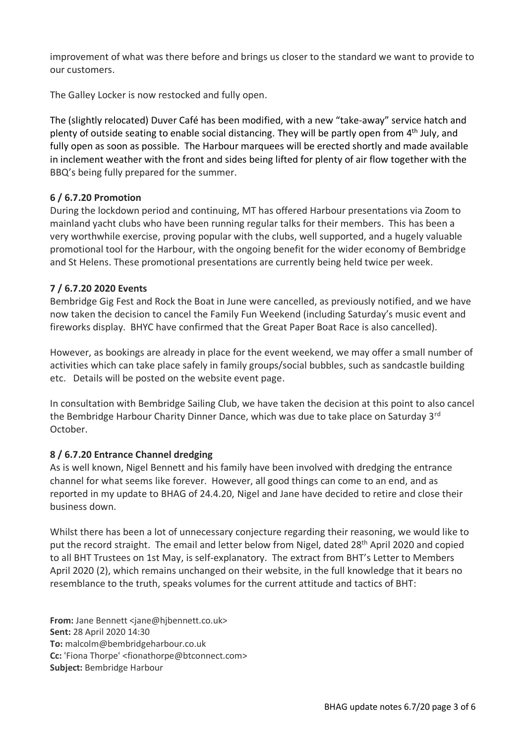improvement of what was there before and brings us closer to the standard we want to provide to our customers.

The Galley Locker is now restocked and fully open.

The (slightly relocated) Duver Café has been modified, with a new "take-away" service hatch and plenty of outside seating to enable social distancing. They will be partly open from 4th July, and fully open as soon as possible. The Harbour marquees will be erected shortly and made available in inclement weather with the front and sides being lifted for plenty of air flow together with the BBQ's being fully prepared for the summer.

**6 / 6.7.20 Promotion**

During the lockdown period and continuing, MT has offered Harbour presentations via Zoom to mainland yacht clubs who have been running regular talks for their members. This has been a very worthwhile exercise, proving popular with the clubs, well supported, and a hugely valuable promotional tool for the Harbour, with the ongoing benefit for the wider economy of Bembridge and St Helens. These promotional presentations are currently being held twice per week.

**7 / 6.7.20 2020 Events**

Bembridge Gig Fest and Rock the Boat in June were cancelled, as previously notified, and we have now taken the decision to cancel the Family Fun Weekend (including Saturday's music event and fireworks display. BHYC have confirmed that the Great Paper Boat Race is also cancelled).

However, as bookings are already in place for the event weekend, we may offer a small number of activities which can take place safely in family groups/social bubbles, such as sandcastle building etc. Details will be posted on the website event page.

In consultation with Bembridge Sailing Club, we have taken the decision at this point to also cancel the Bembridge Harbour Charity Dinner Dance, which was due to take place on Saturday 3rd October.

**8 / 6.7.20 Entrance Channel dredging**

As is well known, Nigel Bennett and his family have been involved with dredging the entrance channel for what seems like forever. However, all good things can come to an end, and as reported in my update to BHAG of 24.4.20, Nigel and Jane have decided to retire and close their business down.

Whilst there has been a lot of unnecessary conjecture regarding their reasoning, we would like to put the record straight. The email and letter below from Nigel, dated 28th April 2020 and copied to all BHT Trustees on 1st May, is self-explanatory. The extract from BHT's Letter to Members April 2020 (2), which remains unchanged on their website, in the full knowledge that it bears no resemblance to the truth, speaks volumes for the current attitude and tactics of BHT:

**From:** Jane Bennett <jane@hjbennett.co.uk>
**Sent:** 28 April 2020 14:30
**To:** malcolm@bembridgeharbour.co.uk
**Cc:** 'Fiona Thorpe' <fionathorpe@btconnect.com>
**Subject:** Bembridge Harbour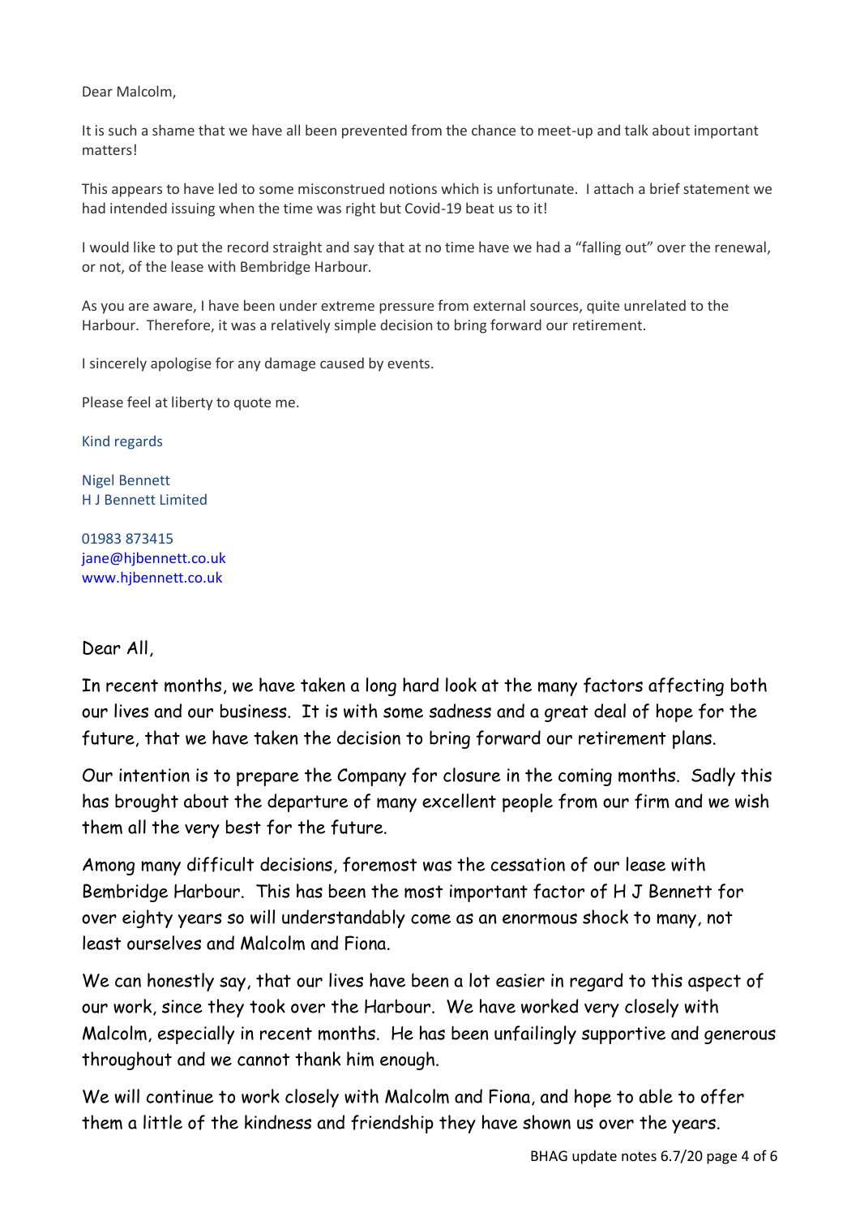Dear Malcolm,

It is such a shame that we have all been prevented from the chance to meet-up and talk about important matters!

This appears to have led to some misconstrued notions which is unfortunate. I attach a brief statement we had intended issuing when the time was right but Covid-19 beat us to it!

I would like to put the record straight and say that at no time have we had a "falling out" over the renewal, or not, of the lease with Bembridge Harbour.

As you are aware, I have been under extreme pressure from external sources, quite unrelated to the Harbour. Therefore, it was a relatively simple decision to bring forward our retirement.

I sincerely apologise for any damage caused by events.

Please feel at liberty to quote me.

Kind regards

Nigel Bennett
H J Bennett Limited

01983 873415
jane@hjbennett.co.uk
www.hjbennett.co.uk

Dear All,

In recent months, we have taken a long hard look at the many factors affecting both our lives and our business. It is with some sadness and a great deal of hope for the future, that we have taken the decision to bring forward our retirement plans.

Our intention is to prepare the Company for closure in the coming months. Sadly this has brought about the departure of many excellent people from our firm and we wish them all the very best for the future.

Among many difficult decisions, foremost was the cessation of our lease with Bembridge Harbour. This has been the most important factor of H J Bennett for over eighty years so will understandably come as an enormous shock to many, not least ourselves and Malcolm and Fiona.

We can honestly say, that our lives have been a lot easier in regard to this aspect of our work, since they took over the Harbour. We have worked very closely with Malcolm, especially in recent months. He has been unfailingly supportive and generous throughout and we cannot thank him enough.

We will continue to work closely with Malcolm and Fiona, and hope to able to offer them a little of the kindness and friendship they have shown us over the years.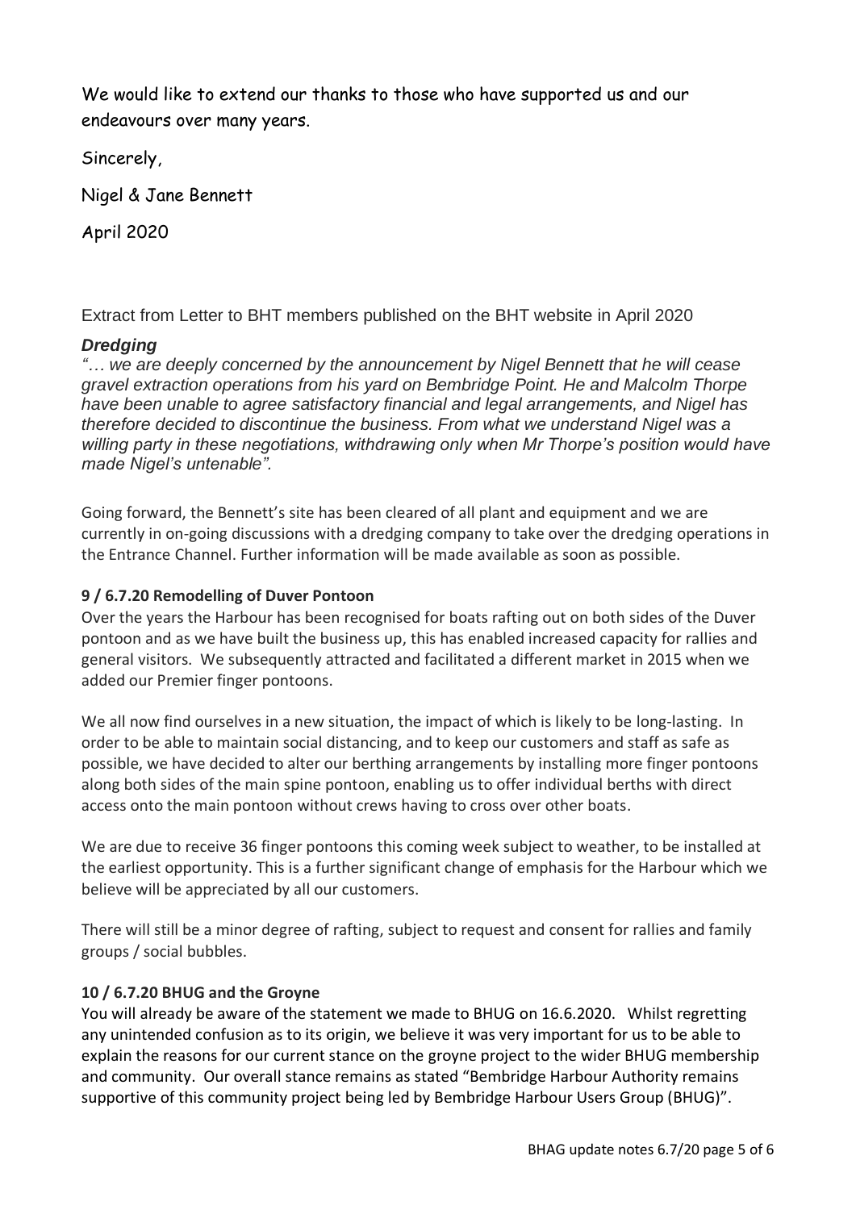We would like to extend our thanks to those who have supported us and our endeavours over many years.

Sincerely,

Nigel & Jane Bennett

April 2020

Extract from Letter to BHT members published on the BHT website in April 2020

***Dredging***

*"… we are deeply concerned by the announcement by Nigel Bennett that he will cease gravel extraction operations from his yard on Bembridge Point. He and Malcolm Thorpe have been unable to agree satisfactory financial and legal arrangements, and Nigel has therefore decided to discontinue the business. From what we understand Nigel was a willing party in these negotiations, withdrawing only when Mr Thorpe's position would have made Nigel's untenable".*

Going forward, the Bennett's site has been cleared of all plant and equipment and we are currently in on-going discussions with a dredging company to take over the dredging operations in the Entrance Channel. Further information will be made available as soon as possible.

**9 / 6.7.20 Remodelling of Duver Pontoon**

Over the years the Harbour has been recognised for boats rafting out on both sides of the Duver pontoon and as we have built the business up, this has enabled increased capacity for rallies and general visitors. We subsequently attracted and facilitated a different market in 2015 when we added our Premier finger pontoons.

We all now find ourselves in a new situation, the impact of which is likely to be long-lasting. In order to be able to maintain social distancing, and to keep our customers and staff as safe as possible, we have decided to alter our berthing arrangements by installing more finger pontoons along both sides of the main spine pontoon, enabling us to offer individual berths with direct access onto the main pontoon without crews having to cross over other boats.

We are due to receive 36 finger pontoons this coming week subject to weather, to be installed at the earliest opportunity. This is a further significant change of emphasis for the Harbour which we believe will be appreciated by all our customers.

There will still be a minor degree of rafting, subject to request and consent for rallies and family groups / social bubbles.

**10 / 6.7.20 BHUG and the Groyne**

You will already be aware of the statement we made to BHUG on 16.6.2020. Whilst regretting any unintended confusion as to its origin, we believe it was very important for us to be able to explain the reasons for our current stance on the groyne project to the wider BHUG membership and community. Our overall stance remains as stated "Bembridge Harbour Authority remains supportive of this community project being led by Bembridge Harbour Users Group (BHUG)".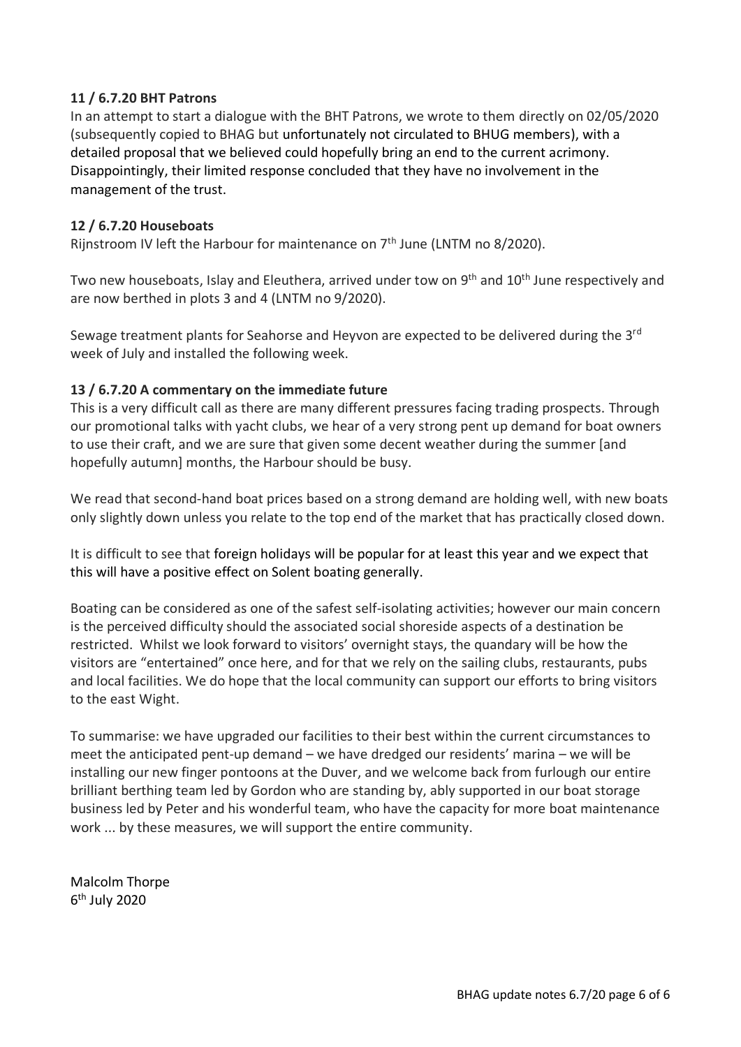### 11 / 6.7.20 BHT Patrons

In an attempt to start a dialogue with the BHT Patrons, we wrote to them directly on 02/05/2020 (subsequently copied to BHAG but unfortunately not circulated to BHUG members), with a detailed proposal that we believed could hopefully bring an end to the current acrimony. Disappointingly, their limited response concluded that they have no involvement in the management of the trust.

### 12 / 6.7.20 Houseboats

Rijnstroom IV left the Harbour for maintenance on 7th June (LNTM no 8/2020).

Two new houseboats, Islay and Eleuthera, arrived under tow on 9th and 10th June respectively and are now berthed in plots 3 and 4 (LNTM no 9/2020).

Sewage treatment plants for Seahorse and Heyvon are expected to be delivered during the 3rd week of July and installed the following week.

### 13 / 6.7.20 A commentary on the immediate future

This is a very difficult call as there are many different pressures facing trading prospects. Through our promotional talks with yacht clubs, we hear of a very strong pent up demand for boat owners to use their craft, and we are sure that given some decent weather during the summer [and hopefully autumn] months, the Harbour should be busy.

We read that second-hand boat prices based on a strong demand are holding well, with new boats only slightly down unless you relate to the top end of the market that has practically closed down.

It is difficult to see that foreign holidays will be popular for at least this year and we expect that this will have a positive effect on Solent boating generally.

Boating can be considered as one of the safest self-isolating activities; however our main concern is the perceived difficulty should the associated social shoreside aspects of a destination be restricted. Whilst we look forward to visitors' overnight stays, the quandary will be how the visitors are "entertained" once here, and for that we rely on the sailing clubs, restaurants, pubs and local facilities. We do hope that the local community can support our efforts to bring visitors to the east Wight.

To summarise: we have upgraded our facilities to their best within the current circumstances to meet the anticipated pent-up demand – we have dredged our residents' marina – we will be installing our new finger pontoons at the Duver, and we welcome back from furlough our entire brilliant berthing team led by Gordon who are standing by, ably supported in our boat storage business led by Peter and his wonderful team, who have the capacity for more boat maintenance work ... by these measures, we will support the entire community.

Malcolm Thorpe
6th July 2020